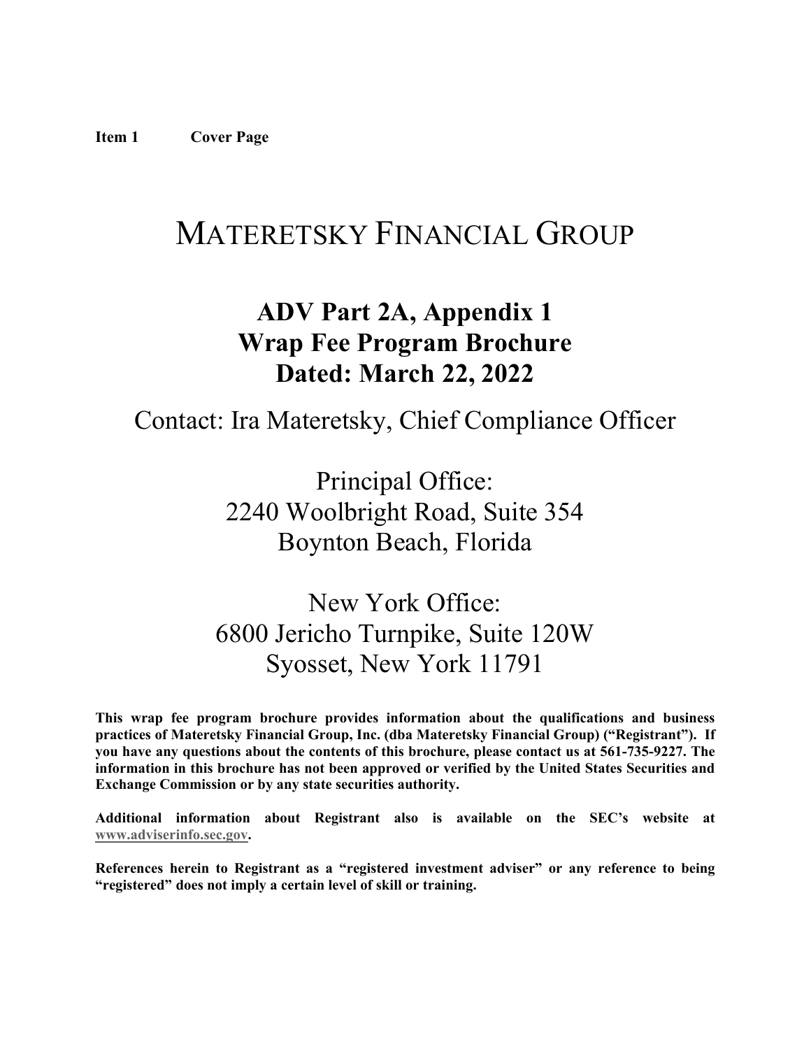**Item 1 Cover Page**

# Materetsky Financial Group

## ADV Part 2A, Appendix 1
## Wrap Fee Program Brochure
## Dated: March 22, 2022

Contact: Ira Materetsky, Chief Compliance Officer

Principal Office:
2240 Woolbright Road, Suite 354
Boynton Beach, Florida

New York Office:
6800 Jericho Turnpike, Suite 120W
Syosset, New York 11791

**This wrap fee program brochure provides information about the qualifications and business practices of Materetsky Financial Group, Inc. (dba Materetsky Financial Group) ("Registrant"). If you have any questions about the contents of this brochure, please contact us at 561-735-9227. The information in this brochure has not been approved or verified by the United States Securities and Exchange Commission or by any state securities authority.**

**Additional information about Registrant also is available on the SEC's website at www.adviserinfo.sec.gov.**

**References herein to Registrant as a "registered investment adviser" or any reference to being "registered" does not imply a certain level of skill or training.**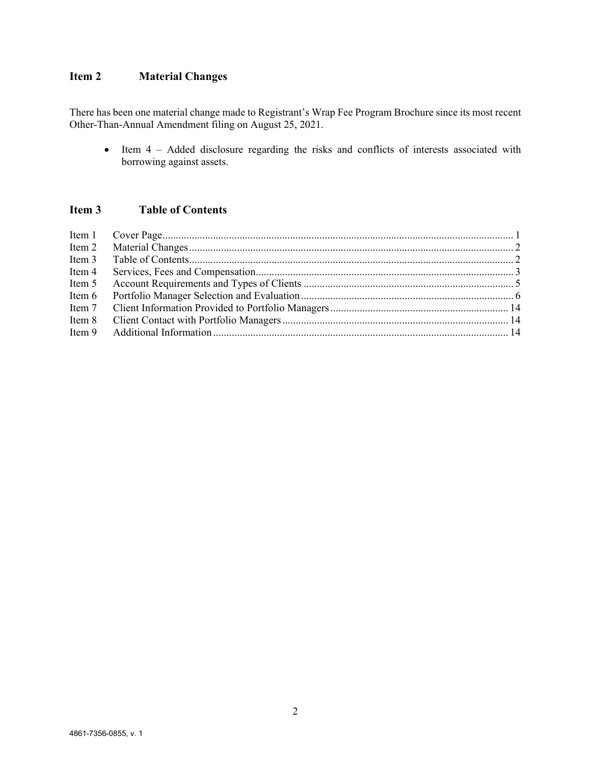## Item 2 Material Changes

There has been one material change made to Registrant's Wrap Fee Program Brochure since its most recent Other-Than-Annual Amendment filing on August 25, 2021.

- Item 4 – Added disclosure regarding the risks and conflicts of interests associated with borrowing against assets.

## Item 3 Table of Contents

| | | |
|---|---|---|
| Item 1 | Cover Page | 1 |
| Item 2 | Material Changes | 2 |
| Item 3 | Table of Contents | 2 |
| Item 4 | Services, Fees and Compensation | 3 |
| Item 5 | Account Requirements and Types of Clients | 5 |
| Item 6 | Portfolio Manager Selection and Evaluation | 6 |
| Item 7 | Client Information Provided to Portfolio Managers | 14 |
| Item 8 | Client Contact with Portfolio Managers | 14 |
| Item 9 | Additional Information | 14 |

4861-7356-0855, v. 1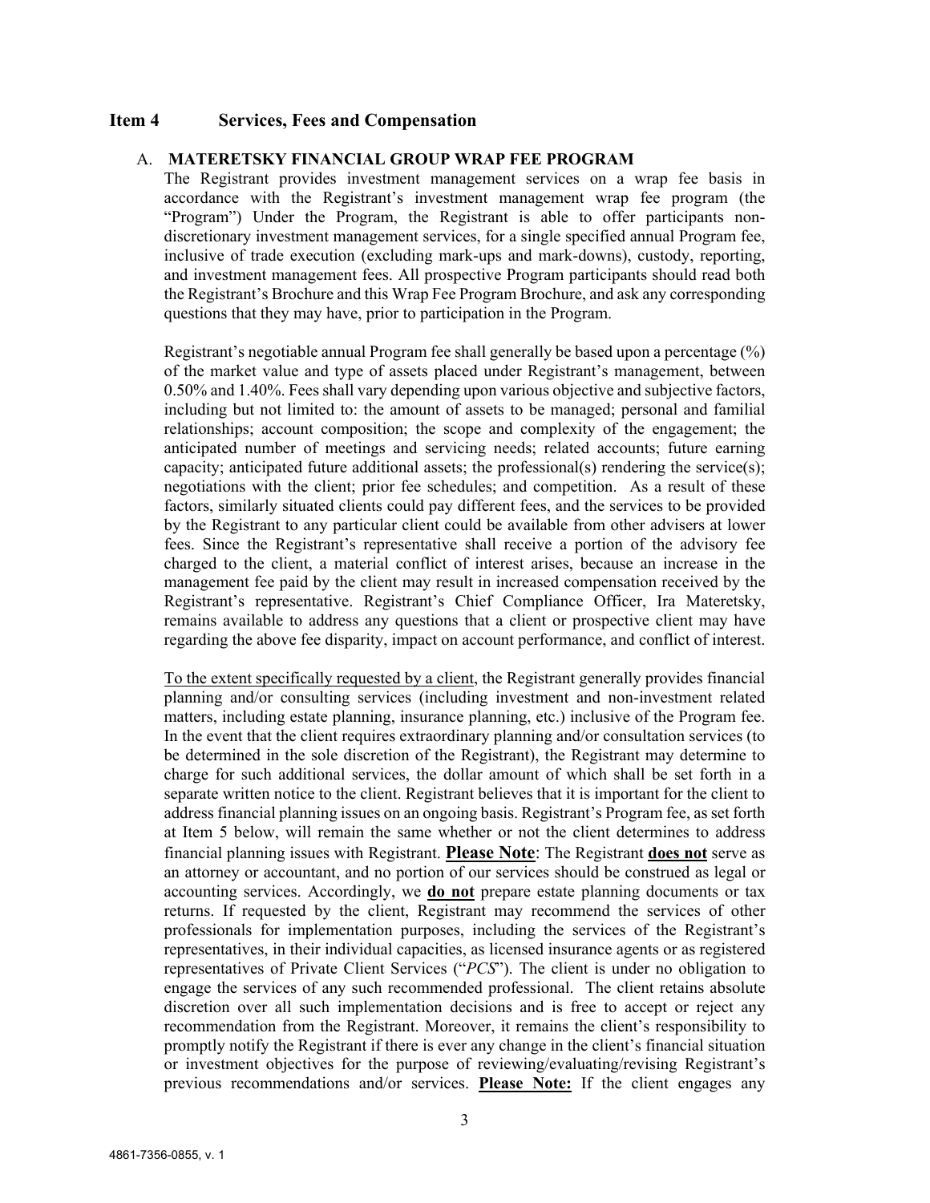## Item 4 Services, Fees and Compensation

### A. MATERETSKY FINANCIAL GROUP WRAP FEE PROGRAM

The Registrant provides investment management services on a wrap fee basis in accordance with the Registrant's investment management wrap fee program (the "Program") Under the Program, the Registrant is able to offer participants non-discretionary investment management services, for a single specified annual Program fee, inclusive of trade execution (excluding mark-ups and mark-downs), custody, reporting, and investment management fees. All prospective Program participants should read both the Registrant's Brochure and this Wrap Fee Program Brochure, and ask any corresponding questions that they may have, prior to participation in the Program.

Registrant's negotiable annual Program fee shall generally be based upon a percentage (%) of the market value and type of assets placed under Registrant's management, between 0.50% and 1.40%. Fees shall vary depending upon various objective and subjective factors, including but not limited to: the amount of assets to be managed; personal and familial relationships; account composition; the scope and complexity of the engagement; the anticipated number of meetings and servicing needs; related accounts; future earning capacity; anticipated future additional assets; the professional(s) rendering the service(s); negotiations with the client; prior fee schedules; and competition. As a result of these factors, similarly situated clients could pay different fees, and the services to be provided by the Registrant to any particular client could be available from other advisers at lower fees. Since the Registrant's representative shall receive a portion of the advisory fee charged to the client, a material conflict of interest arises, because an increase in the management fee paid by the client may result in increased compensation received by the Registrant's representative. Registrant's Chief Compliance Officer, Ira Materetsky, remains available to address any questions that a client or prospective client may have regarding the above fee disparity, impact on account performance, and conflict of interest.

To the extent specifically requested by a client, the Registrant generally provides financial planning and/or consulting services (including investment and non-investment related matters, including estate planning, insurance planning, etc.) inclusive of the Program fee. In the event that the client requires extraordinary planning and/or consultation services (to be determined in the sole discretion of the Registrant), the Registrant may determine to charge for such additional services, the dollar amount of which shall be set forth in a separate written notice to the client. Registrant believes that it is important for the client to address financial planning issues on an ongoing basis. Registrant's Program fee, as set forth at Item 5 below, will remain the same whether or not the client determines to address financial planning issues with Registrant. **Please Note**: The Registrant **does not** serve as an attorney or accountant, and no portion of our services should be construed as legal or accounting services. Accordingly, we **do not** prepare estate planning documents or tax returns. If requested by the client, Registrant may recommend the services of other professionals for implementation purposes, including the services of the Registrant's representatives, in their individual capacities, as licensed insurance agents or as registered representatives of Private Client Services ("*PCS*"). The client is under no obligation to engage the services of any such recommended professional. The client retains absolute discretion over all such implementation decisions and is free to accept or reject any recommendation from the Registrant. Moreover, it remains the client's responsibility to promptly notify the Registrant if there is ever any change in the client's financial situation or investment objectives for the purpose of reviewing/evaluating/revising Registrant's previous recommendations and/or services. **Please Note:** If the client engages any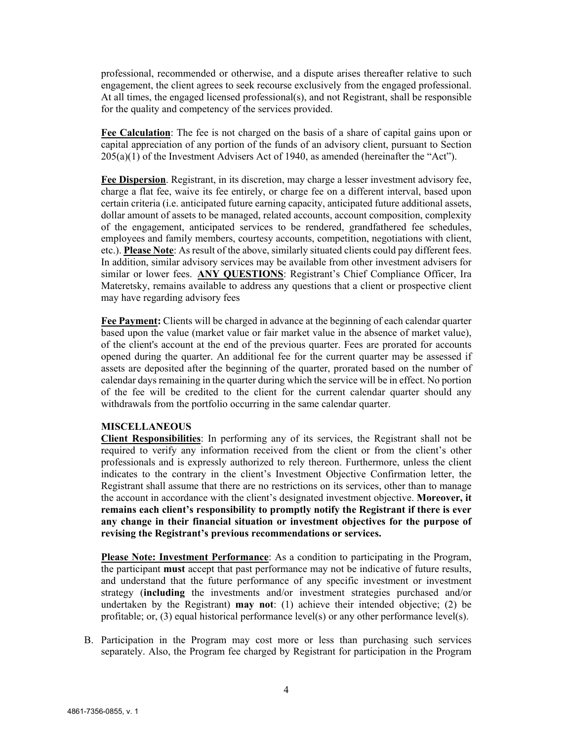professional, recommended or otherwise, and a dispute arises thereafter relative to such engagement, the client agrees to seek recourse exclusively from the engaged professional. At all times, the engaged licensed professional(s), and not Registrant, shall be responsible for the quality and competency of the services provided.

**Fee Calculation**: The fee is not charged on the basis of a share of capital gains upon or capital appreciation of any portion of the funds of an advisory client, pursuant to Section 205(a)(1) of the Investment Advisers Act of 1940, as amended (hereinafter the "Act").

**Fee Dispersion**. Registrant, in its discretion, may charge a lesser investment advisory fee, charge a flat fee, waive its fee entirely, or charge fee on a different interval, based upon certain criteria (i.e. anticipated future earning capacity, anticipated future additional assets, dollar amount of assets to be managed, related accounts, account composition, complexity of the engagement, anticipated services to be rendered, grandfathered fee schedules, employees and family members, courtesy accounts, competition, negotiations with client, etc.). **Please Note**: As result of the above, similarly situated clients could pay different fees. In addition, similar advisory services may be available from other investment advisers for similar or lower fees. **ANY QUESTIONS**: Registrant's Chief Compliance Officer, Ira Materetsky, remains available to address any questions that a client or prospective client may have regarding advisory fees

**Fee Payment:** Clients will be charged in advance at the beginning of each calendar quarter based upon the value (market value or fair market value in the absence of market value), of the client's account at the end of the previous quarter. Fees are prorated for accounts opened during the quarter. An additional fee for the current quarter may be assessed if assets are deposited after the beginning of the quarter, prorated based on the number of calendar days remaining in the quarter during which the service will be in effect. No portion of the fee will be credited to the client for the current calendar quarter should any withdrawals from the portfolio occurring in the same calendar quarter.

**MISCELLANEOUS**

**Client Responsibilities**: In performing any of its services, the Registrant shall not be required to verify any information received from the client or from the client's other professionals and is expressly authorized to rely thereon. Furthermore, unless the client indicates to the contrary in the client's Investment Objective Confirmation letter, the Registrant shall assume that there are no restrictions on its services, other than to manage the account in accordance with the client's designated investment objective. **Moreover, it remains each client's responsibility to promptly notify the Registrant if there is ever any change in their financial situation or investment objectives for the purpose of revising the Registrant's previous recommendations or services.**

**Please Note: Investment Performance**: As a condition to participating in the Program, the participant **must** accept that past performance may not be indicative of future results, and understand that the future performance of any specific investment or investment strategy (**including** the investments and/or investment strategies purchased and/or undertaken by the Registrant) **may not**: (1) achieve their intended objective; (2) be profitable; or, (3) equal historical performance level(s) or any other performance level(s).

B. Participation in the Program may cost more or less than purchasing such services separately. Also, the Program fee charged by Registrant for participation in the Program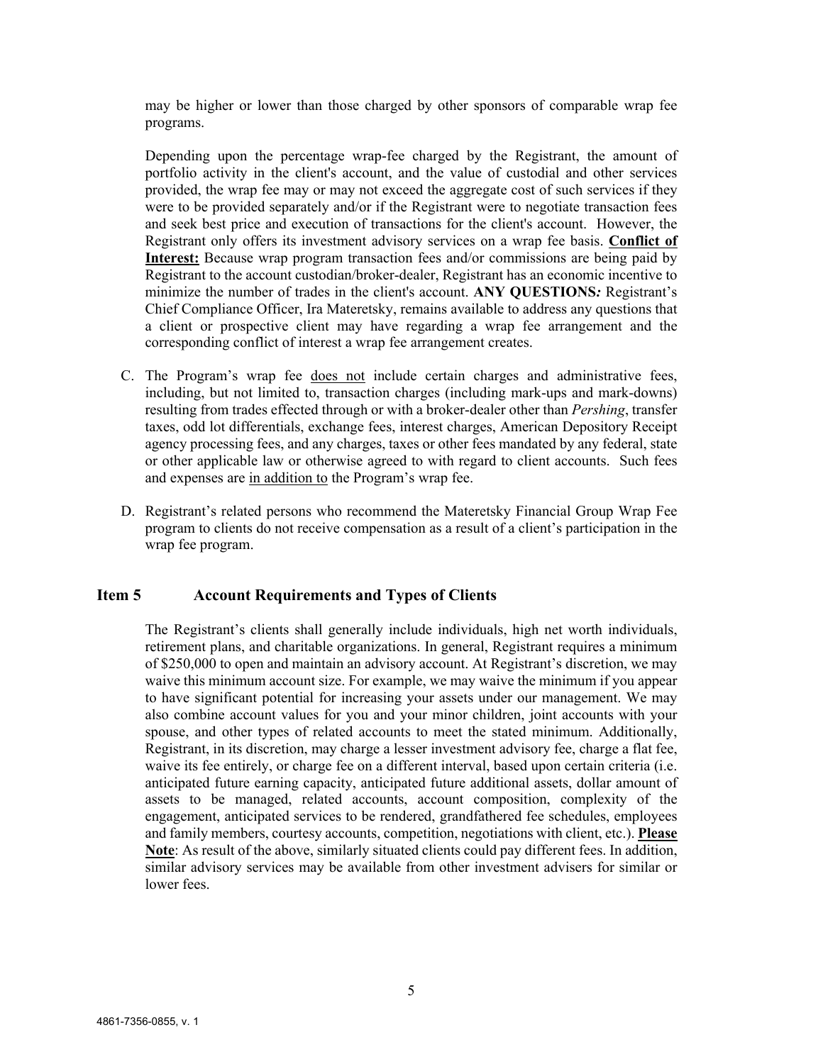may be higher or lower than those charged by other sponsors of comparable wrap fee programs.

Depending upon the percentage wrap-fee charged by the Registrant, the amount of portfolio activity in the client's account, and the value of custodial and other services provided, the wrap fee may or may not exceed the aggregate cost of such services if they were to be provided separately and/or if the Registrant were to negotiate transaction fees and seek best price and execution of transactions for the client's account. However, the Registrant only offers its investment advisory services on a wrap fee basis. **<u>Conflict of Interest:</u>** Because wrap program transaction fees and/or commissions are being paid by Registrant to the account custodian/broker-dealer, Registrant has an economic incentive to minimize the number of trades in the client's account. **ANY QUESTIONS*:*** Registrant's Chief Compliance Officer, Ira Materetsky, remains available to address any questions that a client or prospective client may have regarding a wrap fee arrangement and the corresponding conflict of interest a wrap fee arrangement creates.

C. The Program's wrap fee <u>does not</u> include certain charges and administrative fees, including, but not limited to, transaction charges (including mark-ups and mark-downs) resulting from trades effected through or with a broker-dealer other than *Pershing*, transfer taxes, odd lot differentials, exchange fees, interest charges, American Depository Receipt agency processing fees, and any charges, taxes or other fees mandated by any federal, state or other applicable law or otherwise agreed to with regard to client accounts. Such fees and expenses are <u>in addition to</u> the Program's wrap fee.

D. Registrant's related persons who recommend the Materetsky Financial Group Wrap Fee program to clients do not receive compensation as a result of a client's participation in the wrap fee program.

## Item 5 Account Requirements and Types of Clients

The Registrant's clients shall generally include individuals, high net worth individuals, retirement plans, and charitable organizations. In general, Registrant requires a minimum of $250,000 to open and maintain an advisory account. At Registrant's discretion, we may waive this minimum account size. For example, we may waive the minimum if you appear to have significant potential for increasing your assets under our management. We may also combine account values for you and your minor children, joint accounts with your spouse, and other types of related accounts to meet the stated minimum. Additionally, Registrant, in its discretion, may charge a lesser investment advisory fee, charge a flat fee, waive its fee entirely, or charge fee on a different interval, based upon certain criteria (i.e. anticipated future earning capacity, anticipated future additional assets, dollar amount of assets to be managed, related accounts, account composition, complexity of the engagement, anticipated services to be rendered, grandfathered fee schedules, employees and family members, courtesy accounts, competition, negotiations with client, etc.). **<u>Please Note</u>**: As result of the above, similarly situated clients could pay different fees. In addition, similar advisory services may be available from other investment advisers for similar or lower fees.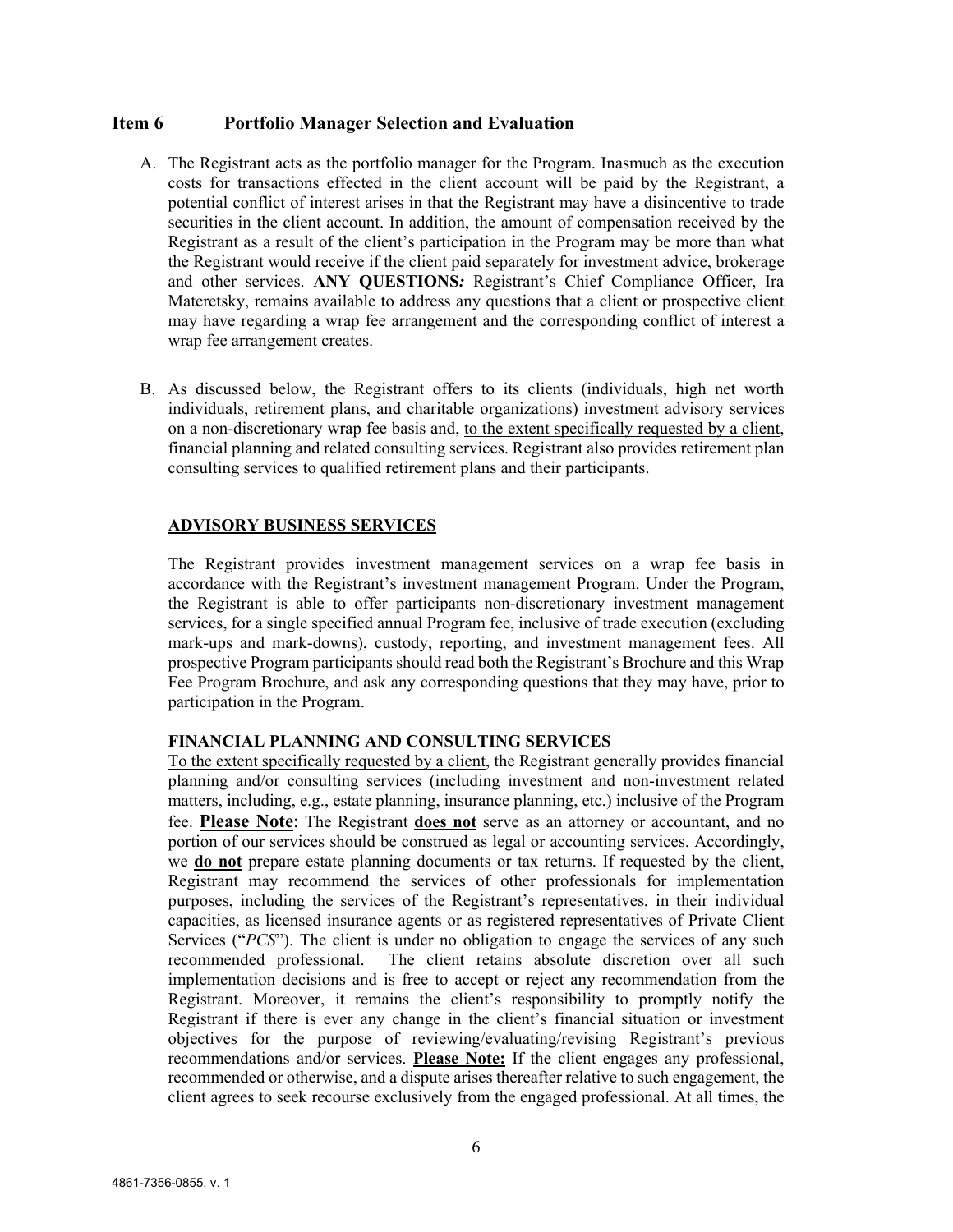## Item 6 Portfolio Manager Selection and Evaluation

A. The Registrant acts as the portfolio manager for the Program. Inasmuch as the execution costs for transactions effected in the client account will be paid by the Registrant, a potential conflict of interest arises in that the Registrant may have a disincentive to trade securities in the client account. In addition, the amount of compensation received by the Registrant as a result of the client's participation in the Program may be more than what the Registrant would receive if the client paid separately for investment advice, brokerage and other services. **ANY QUESTIONS*:*** Registrant's Chief Compliance Officer, Ira Materetsky, remains available to address any questions that a client or prospective client may have regarding a wrap fee arrangement and the corresponding conflict of interest a wrap fee arrangement creates.

B. As discussed below, the Registrant offers to its clients (individuals, high net worth individuals, retirement plans, and charitable organizations) investment advisory services on a non-discretionary wrap fee basis and, <u>to the extent specifically requested by a client</u>, financial planning and related consulting services. Registrant also provides retirement plan consulting services to qualified retirement plans and their participants.

**<u>ADVISORY BUSINESS SERVICES</u>**

The Registrant provides investment management services on a wrap fee basis in accordance with the Registrant's investment management Program. Under the Program, the Registrant is able to offer participants non-discretionary investment management services, for a single specified annual Program fee, inclusive of trade execution (excluding mark-ups and mark-downs), custody, reporting, and investment management fees. All prospective Program participants should read both the Registrant's Brochure and this Wrap Fee Program Brochure, and ask any corresponding questions that they may have, prior to participation in the Program.

**FINANCIAL PLANNING AND CONSULTING SERVICES**

<u>To the extent specifically requested by a client</u>, the Registrant generally provides financial planning and/or consulting services (including investment and non-investment related matters, including, e.g., estate planning, insurance planning, etc.) inclusive of the Program fee. **<u>Please Note</u>**: The Registrant **<u>does not</u>** serve as an attorney or accountant, and no portion of our services should be construed as legal or accounting services. Accordingly, we **<u>do not</u>** prepare estate planning documents or tax returns. If requested by the client, Registrant may recommend the services of other professionals for implementation purposes, including the services of the Registrant's representatives, in their individual capacities, as licensed insurance agents or as registered representatives of Private Client Services ("*PCS*"). The client is under no obligation to engage the services of any such recommended professional. The client retains absolute discretion over all such implementation decisions and is free to accept or reject any recommendation from the Registrant. Moreover, it remains the client's responsibility to promptly notify the Registrant if there is ever any change in the client's financial situation or investment objectives for the purpose of reviewing/evaluating/revising Registrant's previous recommendations and/or services. **<u>Please Note:</u>** If the client engages any professional, recommended or otherwise, and a dispute arises thereafter relative to such engagement, the client agrees to seek recourse exclusively from the engaged professional. At all times, the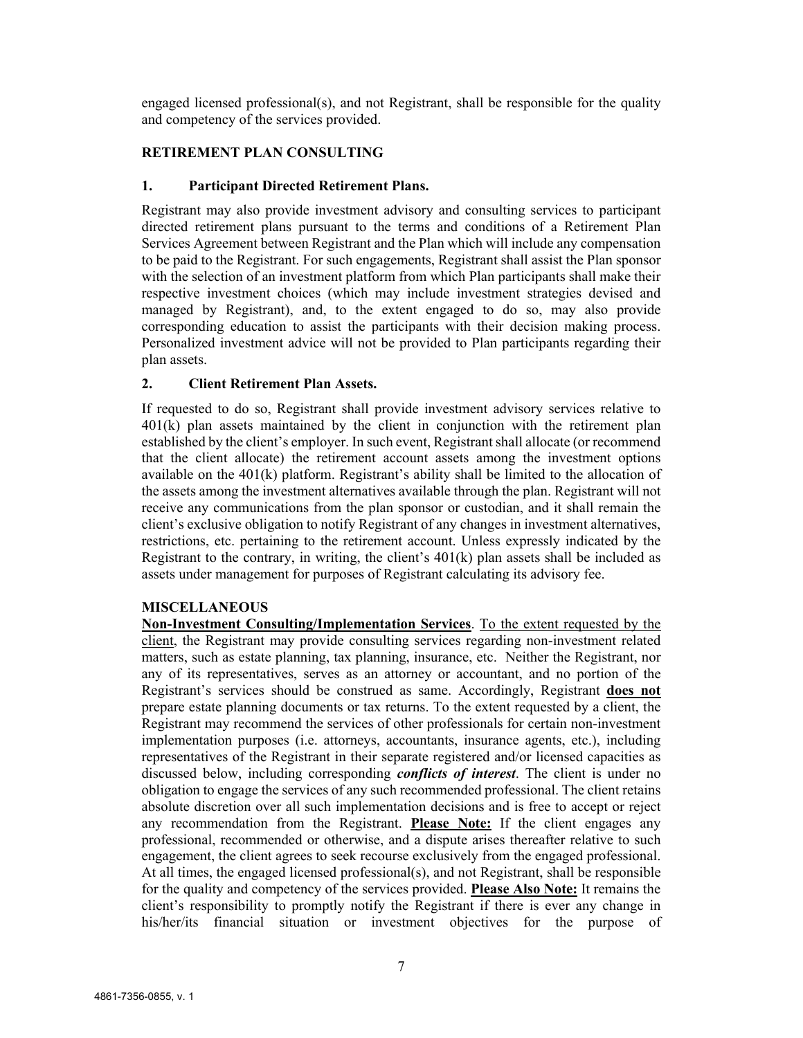engaged licensed professional(s), and not Registrant, shall be responsible for the quality and competency of the services provided.

**RETIREMENT PLAN CONSULTING**

**1. Participant Directed Retirement Plans.**

Registrant may also provide investment advisory and consulting services to participant directed retirement plans pursuant to the terms and conditions of a Retirement Plan Services Agreement between Registrant and the Plan which will include any compensation to be paid to the Registrant. For such engagements, Registrant shall assist the Plan sponsor with the selection of an investment platform from which Plan participants shall make their respective investment choices (which may include investment strategies devised and managed by Registrant), and, to the extent engaged to do so, may also provide corresponding education to assist the participants with their decision making process. Personalized investment advice will not be provided to Plan participants regarding their plan assets.

**2. Client Retirement Plan Assets.**

If requested to do so, Registrant shall provide investment advisory services relative to 401(k) plan assets maintained by the client in conjunction with the retirement plan established by the client's employer. In such event, Registrant shall allocate (or recommend that the client allocate) the retirement account assets among the investment options available on the 401(k) platform. Registrant's ability shall be limited to the allocation of the assets among the investment alternatives available through the plan. Registrant will not receive any communications from the plan sponsor or custodian, and it shall remain the client's exclusive obligation to notify Registrant of any changes in investment alternatives, restrictions, etc. pertaining to the retirement account. Unless expressly indicated by the Registrant to the contrary, in writing, the client's 401(k) plan assets shall be included as assets under management for purposes of Registrant calculating its advisory fee.

**MISCELLANEOUS**

**Non-Investment Consulting/Implementation Services**. To the extent requested by the client, the Registrant may provide consulting services regarding non-investment related matters, such as estate planning, tax planning, insurance, etc. Neither the Registrant, nor any of its representatives, serves as an attorney or accountant, and no portion of the Registrant's services should be construed as same. Accordingly, Registrant **does not** prepare estate planning documents or tax returns. To the extent requested by a client, the Registrant may recommend the services of other professionals for certain non-investment implementation purposes (i.e. attorneys, accountants, insurance agents, etc.), including representatives of the Registrant in their separate registered and/or licensed capacities as discussed below, including corresponding ***conflicts of interest***. The client is under no obligation to engage the services of any such recommended professional. The client retains absolute discretion over all such implementation decisions and is free to accept or reject any recommendation from the Registrant. **Please Note:** If the client engages any professional, recommended or otherwise, and a dispute arises thereafter relative to such engagement, the client agrees to seek recourse exclusively from the engaged professional. At all times, the engaged licensed professional(s), and not Registrant, shall be responsible for the quality and competency of the services provided. **Please Also Note:** It remains the client's responsibility to promptly notify the Registrant if there is ever any change in his/her/its financial situation or investment objectives for the purpose of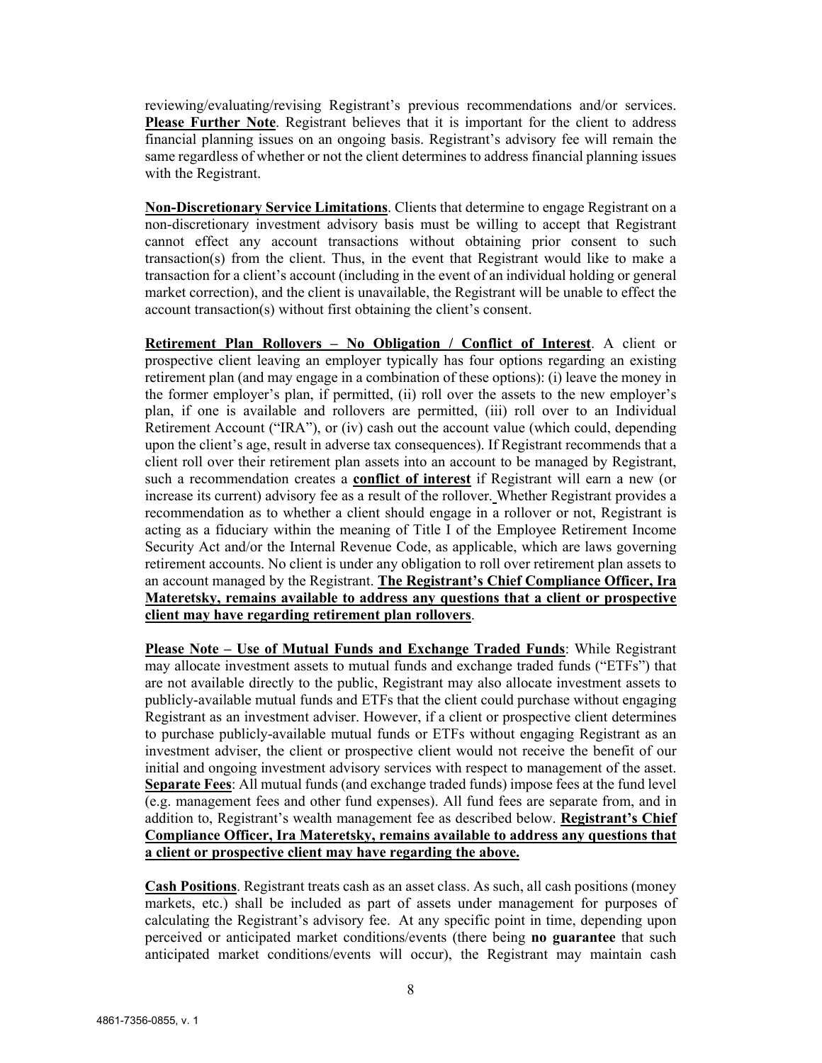reviewing/evaluating/revising Registrant's previous recommendations and/or services. **Please Further Note**. Registrant believes that it is important for the client to address financial planning issues on an ongoing basis. Registrant's advisory fee will remain the same regardless of whether or not the client determines to address financial planning issues with the Registrant.

**Non-Discretionary Service Limitations**. Clients that determine to engage Registrant on a non-discretionary investment advisory basis must be willing to accept that Registrant cannot effect any account transactions without obtaining prior consent to such transaction(s) from the client. Thus, in the event that Registrant would like to make a transaction for a client's account (including in the event of an individual holding or general market correction), and the client is unavailable, the Registrant will be unable to effect the account transaction(s) without first obtaining the client's consent.

**Retirement Plan Rollovers – No Obligation / Conflict of Interest**. A client or prospective client leaving an employer typically has four options regarding an existing retirement plan (and may engage in a combination of these options): (i) leave the money in the former employer's plan, if permitted, (ii) roll over the assets to the new employer's plan, if one is available and rollovers are permitted, (iii) roll over to an Individual Retirement Account ("IRA"), or (iv) cash out the account value (which could, depending upon the client's age, result in adverse tax consequences). If Registrant recommends that a client roll over their retirement plan assets into an account to be managed by Registrant, such a recommendation creates a **conflict of interest** if Registrant will earn a new (or increase its current) advisory fee as a result of the rollover. Whether Registrant provides a recommendation as to whether a client should engage in a rollover or not, Registrant is acting as a fiduciary within the meaning of Title I of the Employee Retirement Income Security Act and/or the Internal Revenue Code, as applicable, which are laws governing retirement accounts. No client is under any obligation to roll over retirement plan assets to an account managed by the Registrant. **The Registrant's Chief Compliance Officer, Ira Materetsky, remains available to address any questions that a client or prospective client may have regarding retirement plan rollovers**.

**Please Note – Use of Mutual Funds and Exchange Traded Funds**: While Registrant may allocate investment assets to mutual funds and exchange traded funds ("ETFs") that are not available directly to the public, Registrant may also allocate investment assets to publicly-available mutual funds and ETFs that the client could purchase without engaging Registrant as an investment adviser. However, if a client or prospective client determines to purchase publicly-available mutual funds or ETFs without engaging Registrant as an investment adviser, the client or prospective client would not receive the benefit of our initial and ongoing investment advisory services with respect to management of the asset. **Separate Fees**: All mutual funds (and exchange traded funds) impose fees at the fund level (e.g. management fees and other fund expenses). All fund fees are separate from, and in addition to, Registrant's wealth management fee as described below. **Registrant's Chief Compliance Officer, Ira Materetsky, remains available to address any questions that a client or prospective client may have regarding the above.**

**Cash Positions**. Registrant treats cash as an asset class. As such, all cash positions (money markets, etc.) shall be included as part of assets under management for purposes of calculating the Registrant's advisory fee. At any specific point in time, depending upon perceived or anticipated market conditions/events (there being **no guarantee** that such anticipated market conditions/events will occur), the Registrant may maintain cash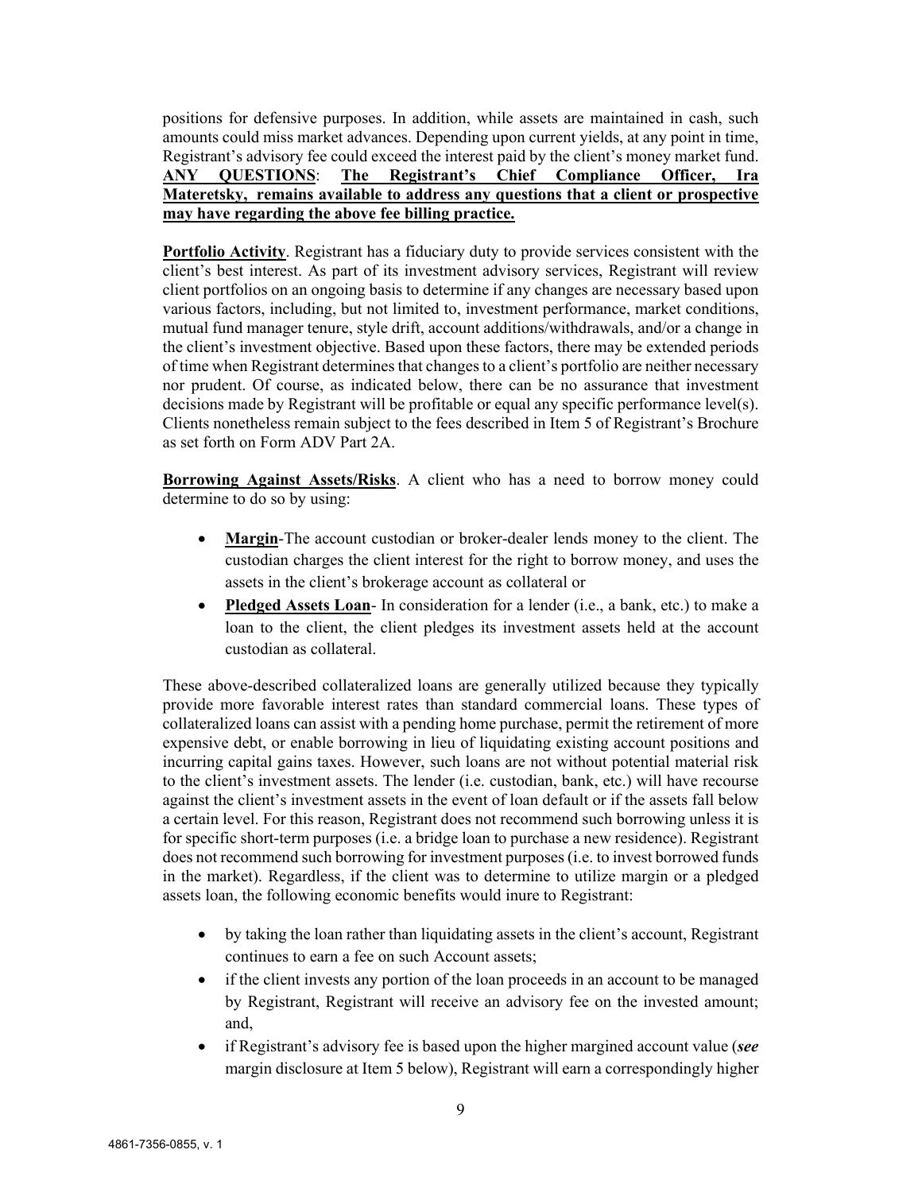positions for defensive purposes. In addition, while assets are maintained in cash, such amounts could miss market advances. Depending upon current yields, at any point in time, Registrant's advisory fee could exceed the interest paid by the client's money market fund. **ANY QUESTIONS**: **The Registrant's Chief Compliance Officer, Ira Materetsky, remains available to address any questions that a client or prospective may have regarding the above fee billing practice.**

**Portfolio Activity**. Registrant has a fiduciary duty to provide services consistent with the client's best interest. As part of its investment advisory services, Registrant will review client portfolios on an ongoing basis to determine if any changes are necessary based upon various factors, including, but not limited to, investment performance, market conditions, mutual fund manager tenure, style drift, account additions/withdrawals, and/or a change in the client's investment objective. Based upon these factors, there may be extended periods of time when Registrant determines that changes to a client's portfolio are neither necessary nor prudent. Of course, as indicated below, there can be no assurance that investment decisions made by Registrant will be profitable or equal any specific performance level(s). Clients nonetheless remain subject to the fees described in Item 5 of Registrant's Brochure as set forth on Form ADV Part 2A.

**Borrowing Against Assets/Risks**. A client who has a need to borrow money could determine to do so by using:

- **Margin**-The account custodian or broker-dealer lends money to the client. The custodian charges the client interest for the right to borrow money, and uses the assets in the client's brokerage account as collateral or
- **Pledged Assets Loan**- In consideration for a lender (i.e., a bank, etc.) to make a loan to the client, the client pledges its investment assets held at the account custodian as collateral.

These above-described collateralized loans are generally utilized because they typically provide more favorable interest rates than standard commercial loans. These types of collateralized loans can assist with a pending home purchase, permit the retirement of more expensive debt, or enable borrowing in lieu of liquidating existing account positions and incurring capital gains taxes. However, such loans are not without potential material risk to the client's investment assets. The lender (i.e. custodian, bank, etc.) will have recourse against the client's investment assets in the event of loan default or if the assets fall below a certain level. For this reason, Registrant does not recommend such borrowing unless it is for specific short-term purposes (i.e. a bridge loan to purchase a new residence). Registrant does not recommend such borrowing for investment purposes (i.e. to invest borrowed funds in the market). Regardless, if the client was to determine to utilize margin or a pledged assets loan, the following economic benefits would inure to Registrant:

- by taking the loan rather than liquidating assets in the client's account, Registrant continues to earn a fee on such Account assets;
- if the client invests any portion of the loan proceeds in an account to be managed by Registrant, Registrant will receive an advisory fee on the invested amount; and,
- if Registrant's advisory fee is based upon the higher margined account value (***see*** margin disclosure at Item 5 below), Registrant will earn a correspondingly higher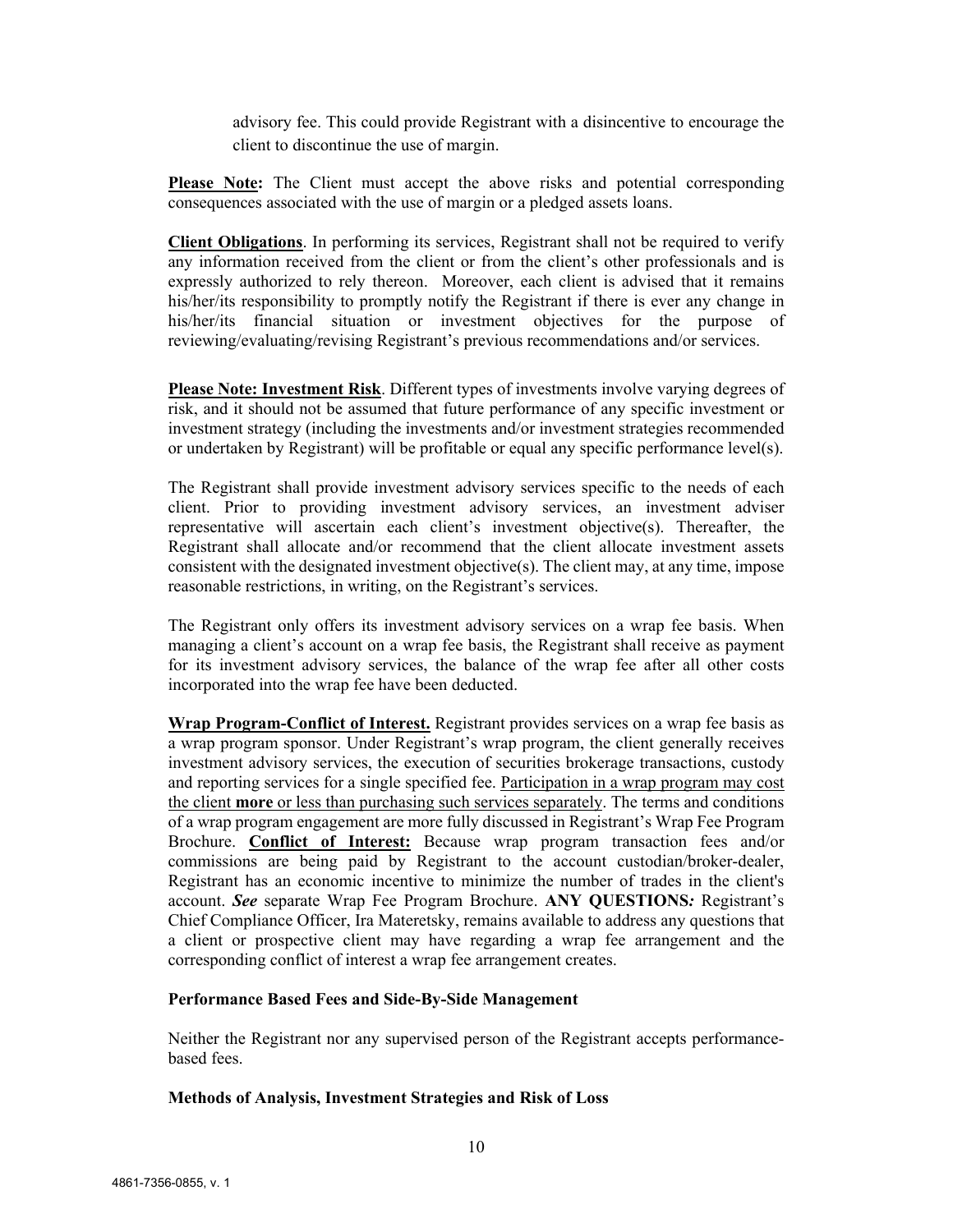advisory fee. This could provide Registrant with a disincentive to encourage the client to discontinue the use of margin.

**Please Note:** The Client must accept the above risks and potential corresponding consequences associated with the use of margin or a pledged assets loans.

**Client Obligations**. In performing its services, Registrant shall not be required to verify any information received from the client or from the client's other professionals and is expressly authorized to rely thereon. Moreover, each client is advised that it remains his/her/its responsibility to promptly notify the Registrant if there is ever any change in his/her/its financial situation or investment objectives for the purpose of reviewing/evaluating/revising Registrant's previous recommendations and/or services.

**Please Note: Investment Risk**. Different types of investments involve varying degrees of risk, and it should not be assumed that future performance of any specific investment or investment strategy (including the investments and/or investment strategies recommended or undertaken by Registrant) will be profitable or equal any specific performance level(s).

The Registrant shall provide investment advisory services specific to the needs of each client. Prior to providing investment advisory services, an investment adviser representative will ascertain each client's investment objective(s). Thereafter, the Registrant shall allocate and/or recommend that the client allocate investment assets consistent with the designated investment objective(s). The client may, at any time, impose reasonable restrictions, in writing, on the Registrant's services.

The Registrant only offers its investment advisory services on a wrap fee basis. When managing a client's account on a wrap fee basis, the Registrant shall receive as payment for its investment advisory services, the balance of the wrap fee after all other costs incorporated into the wrap fee have been deducted.

**Wrap Program-Conflict of Interest.** Registrant provides services on a wrap fee basis as a wrap program sponsor. Under Registrant's wrap program, the client generally receives investment advisory services, the execution of securities brokerage transactions, custody and reporting services for a single specified fee. Participation in a wrap program may cost the client **more** or less than purchasing such services separately. The terms and conditions of a wrap program engagement are more fully discussed in Registrant's Wrap Fee Program Brochure. **Conflict of Interest:** Because wrap program transaction fees and/or commissions are being paid by Registrant to the account custodian/broker-dealer, Registrant has an economic incentive to minimize the number of trades in the client's account. ***See*** separate Wrap Fee Program Brochure. **ANY QUESTIONS*:*** Registrant's Chief Compliance Officer, Ira Materetsky, remains available to address any questions that a client or prospective client may have regarding a wrap fee arrangement and the corresponding conflict of interest a wrap fee arrangement creates.

### Performance Based Fees and Side-By-Side Management

Neither the Registrant nor any supervised person of the Registrant accepts performance-based fees.

### Methods of Analysis, Investment Strategies and Risk of Loss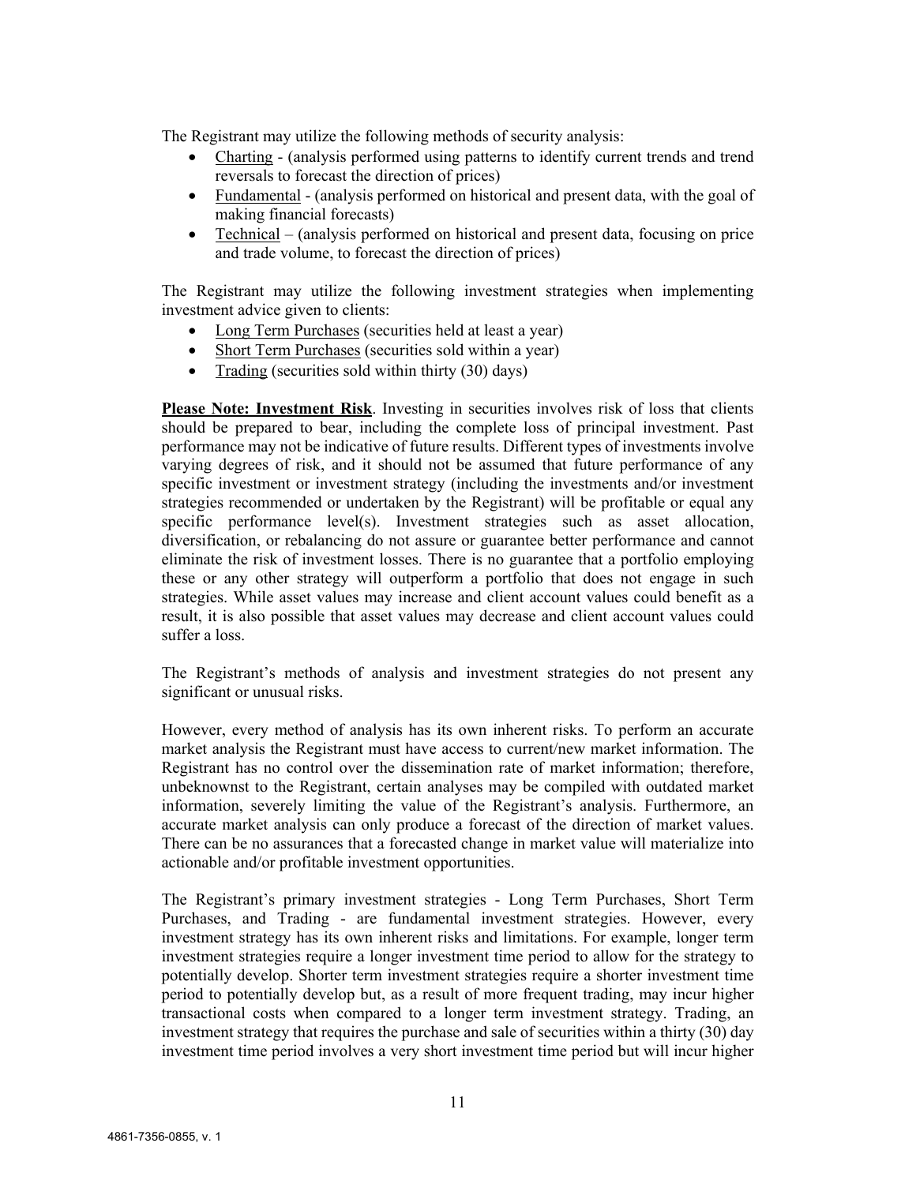The Registrant may utilize the following methods of security analysis:

- Charting - (analysis performed using patterns to identify current trends and trend reversals to forecast the direction of prices)
- Fundamental - (analysis performed on historical and present data, with the goal of making financial forecasts)
- Technical – (analysis performed on historical and present data, focusing on price and trade volume, to forecast the direction of prices)

The Registrant may utilize the following investment strategies when implementing investment advice given to clients:

- Long Term Purchases (securities held at least a year)
- Short Term Purchases (securities sold within a year)
- Trading (securities sold within thirty (30) days)

**Please Note: Investment Risk**. Investing in securities involves risk of loss that clients should be prepared to bear, including the complete loss of principal investment. Past performance may not be indicative of future results. Different types of investments involve varying degrees of risk, and it should not be assumed that future performance of any specific investment or investment strategy (including the investments and/or investment strategies recommended or undertaken by the Registrant) will be profitable or equal any specific performance level(s). Investment strategies such as asset allocation, diversification, or rebalancing do not assure or guarantee better performance and cannot eliminate the risk of investment losses. There is no guarantee that a portfolio employing these or any other strategy will outperform a portfolio that does not engage in such strategies. While asset values may increase and client account values could benefit as a result, it is also possible that asset values may decrease and client account values could suffer a loss.

The Registrant's methods of analysis and investment strategies do not present any significant or unusual risks.

However, every method of analysis has its own inherent risks. To perform an accurate market analysis the Registrant must have access to current/new market information. The Registrant has no control over the dissemination rate of market information; therefore, unbeknownst to the Registrant, certain analyses may be compiled with outdated market information, severely limiting the value of the Registrant's analysis. Furthermore, an accurate market analysis can only produce a forecast of the direction of market values. There can be no assurances that a forecasted change in market value will materialize into actionable and/or profitable investment opportunities.

The Registrant's primary investment strategies - Long Term Purchases, Short Term Purchases, and Trading - are fundamental investment strategies. However, every investment strategy has its own inherent risks and limitations. For example, longer term investment strategies require a longer investment time period to allow for the strategy to potentially develop. Shorter term investment strategies require a shorter investment time period to potentially develop but, as a result of more frequent trading, may incur higher transactional costs when compared to a longer term investment strategy. Trading, an investment strategy that requires the purchase and sale of securities within a thirty (30) day investment time period involves a very short investment time period but will incur higher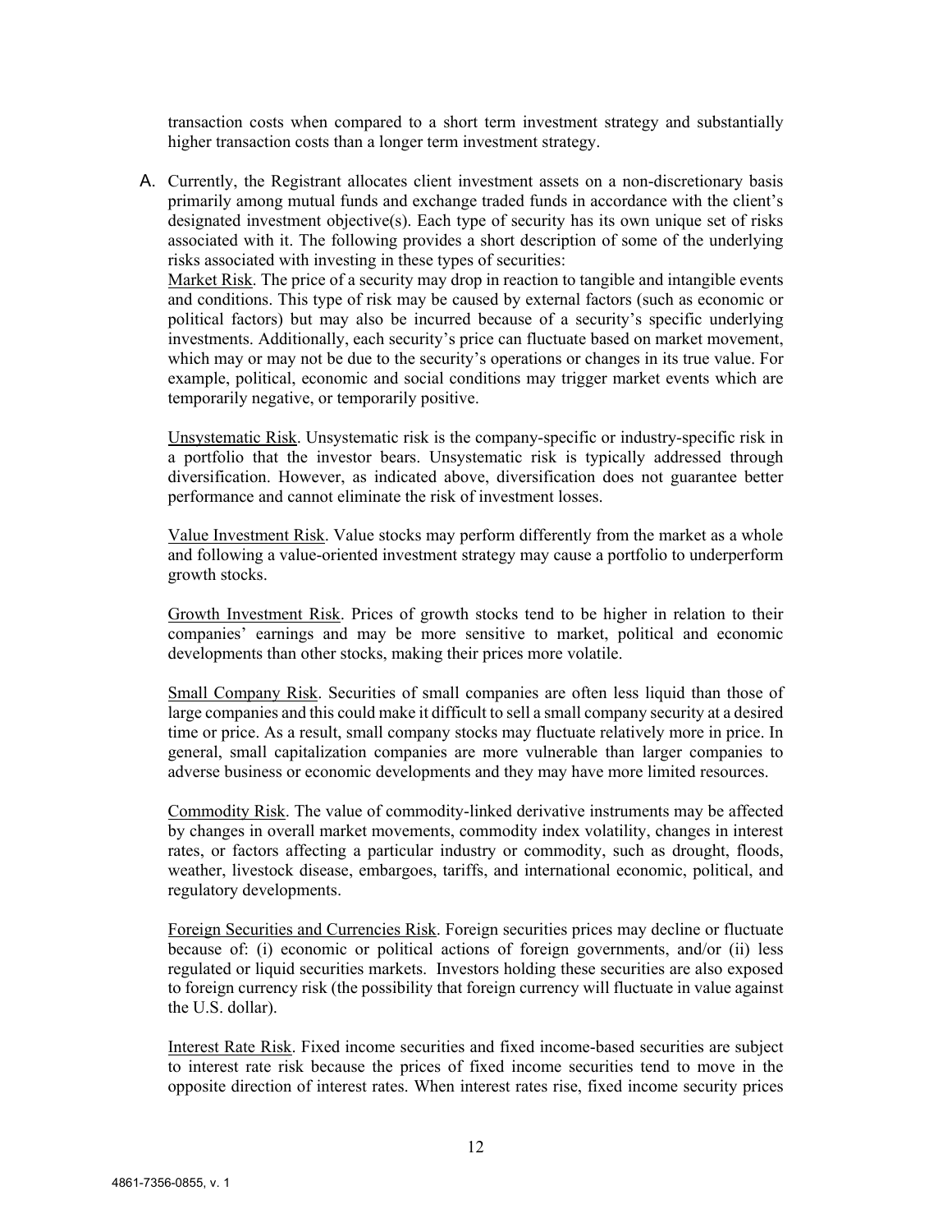transaction costs when compared to a short term investment strategy and substantially higher transaction costs than a longer term investment strategy.

A. Currently, the Registrant allocates client investment assets on a non-discretionary basis primarily among mutual funds and exchange traded funds in accordance with the client's designated investment objective(s). Each type of security has its own unique set of risks associated with it. The following provides a short description of some of the underlying risks associated with investing in these types of securities:
Market Risk. The price of a security may drop in reaction to tangible and intangible events and conditions. This type of risk may be caused by external factors (such as economic or political factors) but may also be incurred because of a security's specific underlying investments. Additionally, each security's price can fluctuate based on market movement, which may or may not be due to the security's operations or changes in its true value. For example, political, economic and social conditions may trigger market events which are temporarily negative, or temporarily positive.

Unsystematic Risk. Unsystematic risk is the company-specific or industry-specific risk in a portfolio that the investor bears. Unsystematic risk is typically addressed through diversification. However, as indicated above, diversification does not guarantee better performance and cannot eliminate the risk of investment losses.

Value Investment Risk. Value stocks may perform differently from the market as a whole and following a value-oriented investment strategy may cause a portfolio to underperform growth stocks.

Growth Investment Risk. Prices of growth stocks tend to be higher in relation to their companies' earnings and may be more sensitive to market, political and economic developments than other stocks, making their prices more volatile.

Small Company Risk. Securities of small companies are often less liquid than those of large companies and this could make it difficult to sell a small company security at a desired time or price. As a result, small company stocks may fluctuate relatively more in price. In general, small capitalization companies are more vulnerable than larger companies to adverse business or economic developments and they may have more limited resources.

Commodity Risk. The value of commodity-linked derivative instruments may be affected by changes in overall market movements, commodity index volatility, changes in interest rates, or factors affecting a particular industry or commodity, such as drought, floods, weather, livestock disease, embargoes, tariffs, and international economic, political, and regulatory developments.

Foreign Securities and Currencies Risk. Foreign securities prices may decline or fluctuate because of: (i) economic or political actions of foreign governments, and/or (ii) less regulated or liquid securities markets. Investors holding these securities are also exposed to foreign currency risk (the possibility that foreign currency will fluctuate in value against the U.S. dollar).

Interest Rate Risk. Fixed income securities and fixed income-based securities are subject to interest rate risk because the prices of fixed income securities tend to move in the opposite direction of interest rates. When interest rates rise, fixed income security prices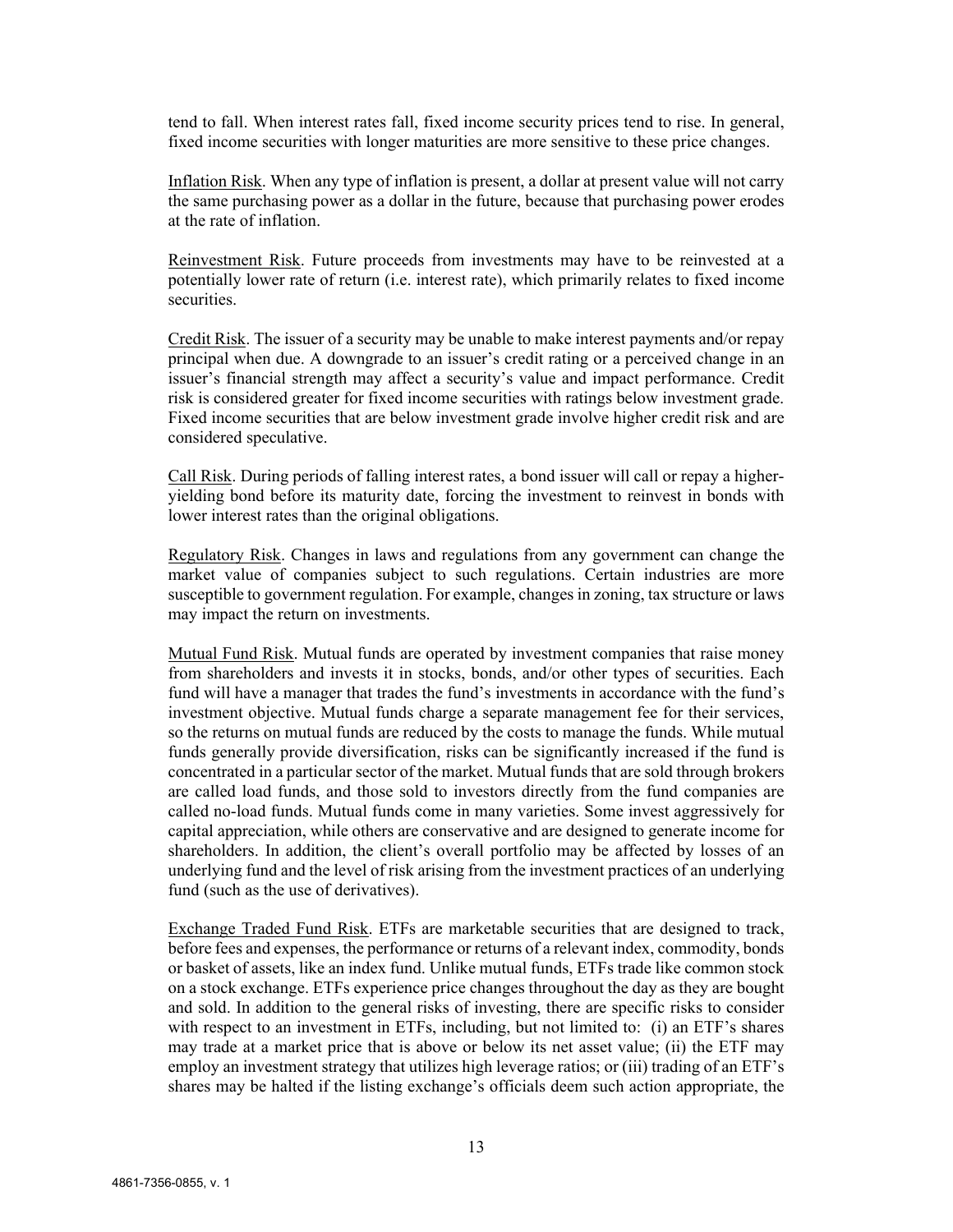tend to fall. When interest rates fall, fixed income security prices tend to rise. In general, fixed income securities with longer maturities are more sensitive to these price changes.

Inflation Risk. When any type of inflation is present, a dollar at present value will not carry the same purchasing power as a dollar in the future, because that purchasing power erodes at the rate of inflation.

Reinvestment Risk. Future proceeds from investments may have to be reinvested at a potentially lower rate of return (i.e. interest rate), which primarily relates to fixed income securities.

Credit Risk. The issuer of a security may be unable to make interest payments and/or repay principal when due. A downgrade to an issuer's credit rating or a perceived change in an issuer's financial strength may affect a security's value and impact performance. Credit risk is considered greater for fixed income securities with ratings below investment grade. Fixed income securities that are below investment grade involve higher credit risk and are considered speculative.

Call Risk. During periods of falling interest rates, a bond issuer will call or repay a higher-yielding bond before its maturity date, forcing the investment to reinvest in bonds with lower interest rates than the original obligations.

Regulatory Risk. Changes in laws and regulations from any government can change the market value of companies subject to such regulations. Certain industries are more susceptible to government regulation. For example, changes in zoning, tax structure or laws may impact the return on investments.

Mutual Fund Risk. Mutual funds are operated by investment companies that raise money from shareholders and invests it in stocks, bonds, and/or other types of securities. Each fund will have a manager that trades the fund's investments in accordance with the fund's investment objective. Mutual funds charge a separate management fee for their services, so the returns on mutual funds are reduced by the costs to manage the funds. While mutual funds generally provide diversification, risks can be significantly increased if the fund is concentrated in a particular sector of the market. Mutual funds that are sold through brokers are called load funds, and those sold to investors directly from the fund companies are called no-load funds. Mutual funds come in many varieties. Some invest aggressively for capital appreciation, while others are conservative and are designed to generate income for shareholders. In addition, the client's overall portfolio may be affected by losses of an underlying fund and the level of risk arising from the investment practices of an underlying fund (such as the use of derivatives).

Exchange Traded Fund Risk. ETFs are marketable securities that are designed to track, before fees and expenses, the performance or returns of a relevant index, commodity, bonds or basket of assets, like an index fund. Unlike mutual funds, ETFs trade like common stock on a stock exchange. ETFs experience price changes throughout the day as they are bought and sold. In addition to the general risks of investing, there are specific risks to consider with respect to an investment in ETFs, including, but not limited to: (i) an ETF's shares may trade at a market price that is above or below its net asset value; (ii) the ETF may employ an investment strategy that utilizes high leverage ratios; or (iii) trading of an ETF's shares may be halted if the listing exchange's officials deem such action appropriate, the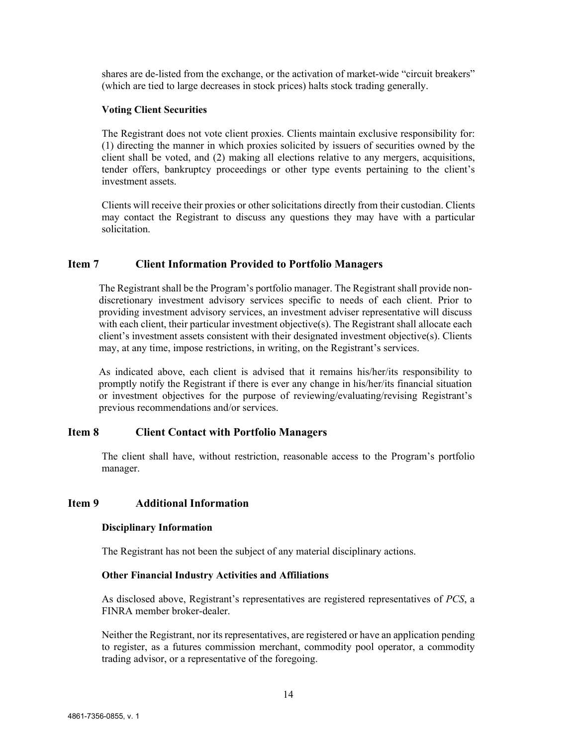shares are de-listed from the exchange, or the activation of market-wide "circuit breakers" (which are tied to large decreases in stock prices) halts stock trading generally.

**Voting Client Securities**

The Registrant does not vote client proxies. Clients maintain exclusive responsibility for: (1) directing the manner in which proxies solicited by issuers of securities owned by the client shall be voted, and (2) making all elections relative to any mergers, acquisitions, tender offers, bankruptcy proceedings or other type events pertaining to the client's investment assets.

Clients will receive their proxies or other solicitations directly from their custodian. Clients may contact the Registrant to discuss any questions they may have with a particular solicitation.

## Item 7 Client Information Provided to Portfolio Managers

The Registrant shall be the Program's portfolio manager. The Registrant shall provide non-discretionary investment advisory services specific to needs of each client. Prior to providing investment advisory services, an investment adviser representative will discuss with each client, their particular investment objective(s). The Registrant shall allocate each client's investment assets consistent with their designated investment objective(s). Clients may, at any time, impose restrictions, in writing, on the Registrant's services.

As indicated above, each client is advised that it remains his/her/its responsibility to promptly notify the Registrant if there is ever any change in his/her/its financial situation or investment objectives for the purpose of reviewing/evaluating/revising Registrant's previous recommendations and/or services.

## Item 8 Client Contact with Portfolio Managers

The client shall have, without restriction, reasonable access to the Program's portfolio manager.

## Item 9 Additional Information

**Disciplinary Information**

The Registrant has not been the subject of any material disciplinary actions.

**Other Financial Industry Activities and Affiliations**

As disclosed above, Registrant's representatives are registered representatives of *PCS*, a FINRA member broker-dealer.

Neither the Registrant, nor its representatives, are registered or have an application pending to register, as a futures commission merchant, commodity pool operator, a commodity trading advisor, or a representative of the foregoing.

4861-7356-0855, v. 1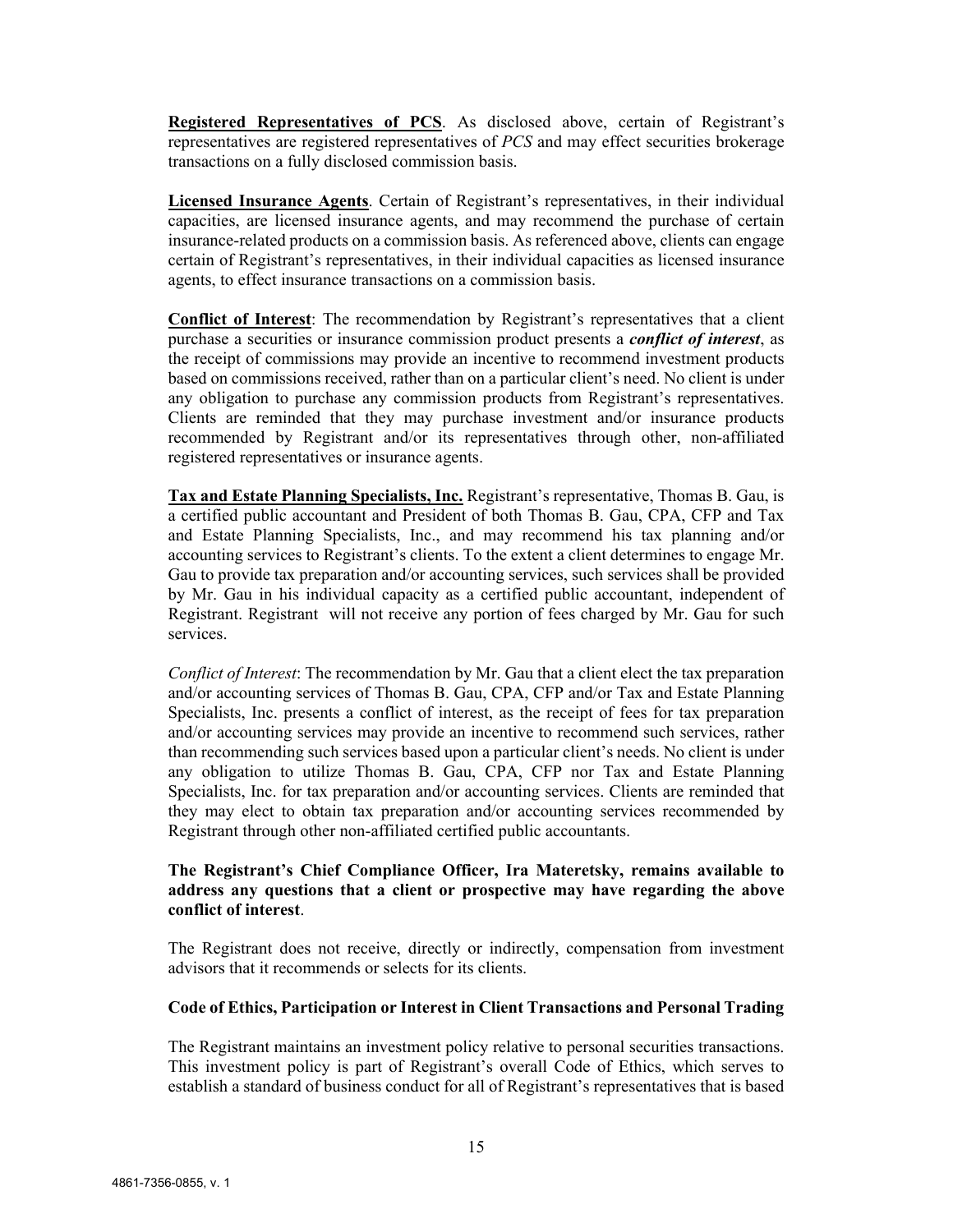**<u>Registered Representatives of PCS</u>**. As disclosed above, certain of Registrant's representatives are registered representatives of *PCS* and may effect securities brokerage transactions on a fully disclosed commission basis.

**<u>Licensed Insurance Agents</u>**. Certain of Registrant's representatives, in their individual capacities, are licensed insurance agents, and may recommend the purchase of certain insurance-related products on a commission basis. As referenced above, clients can engage certain of Registrant's representatives, in their individual capacities as licensed insurance agents, to effect insurance transactions on a commission basis.

**<u>Conflict of Interest</u>**: The recommendation by Registrant's representatives that a client purchase a securities or insurance commission product presents a ***conflict of interest***, as the receipt of commissions may provide an incentive to recommend investment products based on commissions received, rather than on a particular client's need. No client is under any obligation to purchase any commission products from Registrant's representatives. Clients are reminded that they may purchase investment and/or insurance products recommended by Registrant and/or its representatives through other, non-affiliated registered representatives or insurance agents.

**<u>Tax and Estate Planning Specialists, Inc.</u>** Registrant's representative, Thomas B. Gau, is a certified public accountant and President of both Thomas B. Gau, CPA, CFP and Tax and Estate Planning Specialists, Inc., and may recommend his tax planning and/or accounting services to Registrant's clients. To the extent a client determines to engage Mr. Gau to provide tax preparation and/or accounting services, such services shall be provided by Mr. Gau in his individual capacity as a certified public accountant, independent of Registrant. Registrant will not receive any portion of fees charged by Mr. Gau for such services.

*Conflict of Interest*: The recommendation by Mr. Gau that a client elect the tax preparation and/or accounting services of Thomas B. Gau, CPA, CFP and/or Tax and Estate Planning Specialists, Inc. presents a conflict of interest, as the receipt of fees for tax preparation and/or accounting services may provide an incentive to recommend such services, rather than recommending such services based upon a particular client's needs. No client is under any obligation to utilize Thomas B. Gau, CPA, CFP nor Tax and Estate Planning Specialists, Inc. for tax preparation and/or accounting services. Clients are reminded that they may elect to obtain tax preparation and/or accounting services recommended by Registrant through other non-affiliated certified public accountants.

**The Registrant's Chief Compliance Officer, Ira Materetsky, remains available to address any questions that a client or prospective may have regarding the above conflict of interest**.

The Registrant does not receive, directly or indirectly, compensation from investment advisors that it recommends or selects for its clients.

**Code of Ethics, Participation or Interest in Client Transactions and Personal Trading**

The Registrant maintains an investment policy relative to personal securities transactions. This investment policy is part of Registrant's overall Code of Ethics, which serves to establish a standard of business conduct for all of Registrant's representatives that is based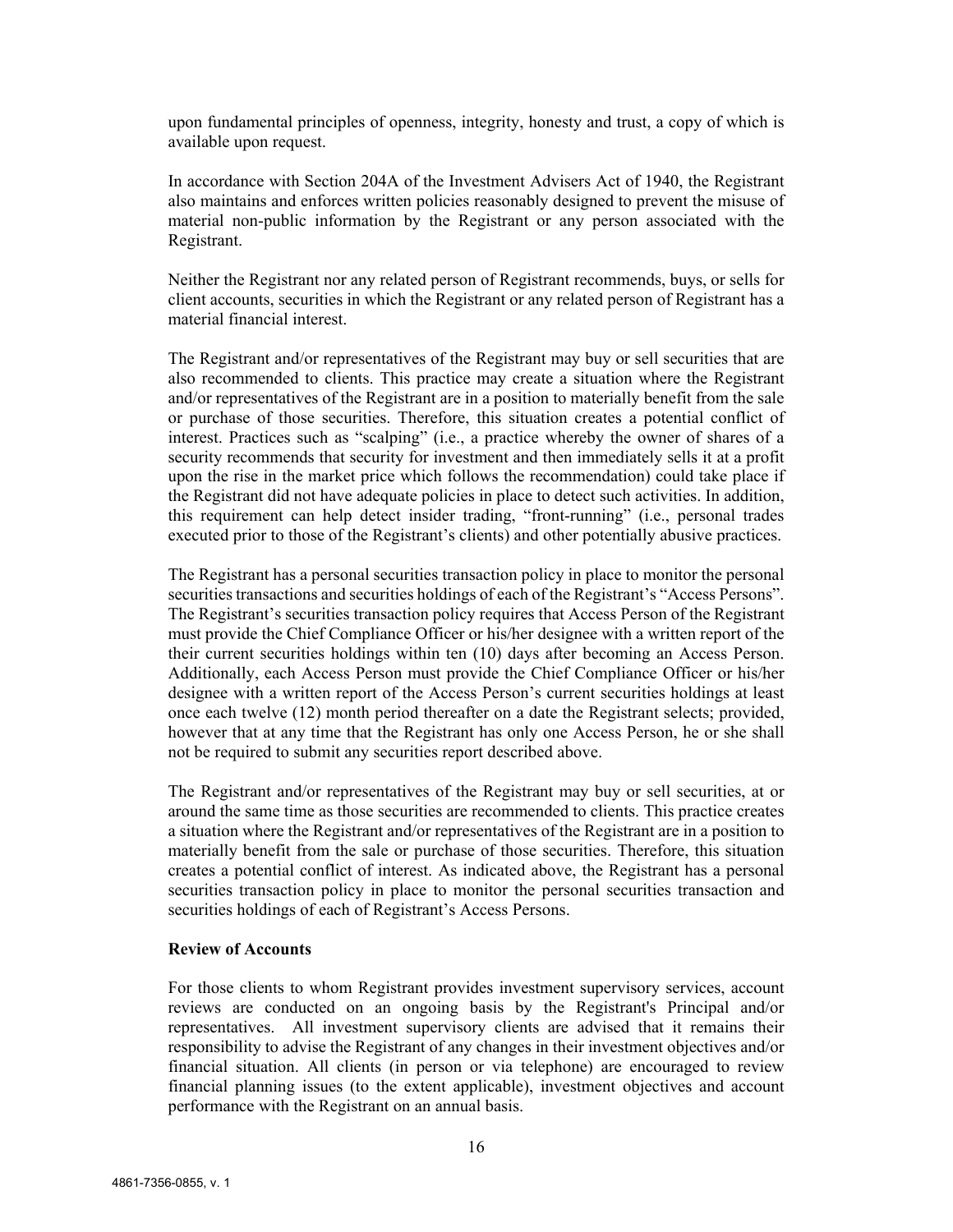upon fundamental principles of openness, integrity, honesty and trust, a copy of which is available upon request.

In accordance with Section 204A of the Investment Advisers Act of 1940, the Registrant also maintains and enforces written policies reasonably designed to prevent the misuse of material non-public information by the Registrant or any person associated with the Registrant.

Neither the Registrant nor any related person of Registrant recommends, buys, or sells for client accounts, securities in which the Registrant or any related person of Registrant has a material financial interest.

The Registrant and/or representatives of the Registrant may buy or sell securities that are also recommended to clients. This practice may create a situation where the Registrant and/or representatives of the Registrant are in a position to materially benefit from the sale or purchase of those securities. Therefore, this situation creates a potential conflict of interest. Practices such as "scalping" (i.e., a practice whereby the owner of shares of a security recommends that security for investment and then immediately sells it at a profit upon the rise in the market price which follows the recommendation) could take place if the Registrant did not have adequate policies in place to detect such activities. In addition, this requirement can help detect insider trading, "front-running" (i.e., personal trades executed prior to those of the Registrant's clients) and other potentially abusive practices.

The Registrant has a personal securities transaction policy in place to monitor the personal securities transactions and securities holdings of each of the Registrant's "Access Persons". The Registrant's securities transaction policy requires that Access Person of the Registrant must provide the Chief Compliance Officer or his/her designee with a written report of the their current securities holdings within ten (10) days after becoming an Access Person. Additionally, each Access Person must provide the Chief Compliance Officer or his/her designee with a written report of the Access Person's current securities holdings at least once each twelve (12) month period thereafter on a date the Registrant selects; provided, however that at any time that the Registrant has only one Access Person, he or she shall not be required to submit any securities report described above.

The Registrant and/or representatives of the Registrant may buy or sell securities, at or around the same time as those securities are recommended to clients. This practice creates a situation where the Registrant and/or representatives of the Registrant are in a position to materially benefit from the sale or purchase of those securities. Therefore, this situation creates a potential conflict of interest. As indicated above, the Registrant has a personal securities transaction policy in place to monitor the personal securities transaction and securities holdings of each of Registrant's Access Persons.

**Review of Accounts**

For those clients to whom Registrant provides investment supervisory services, account reviews are conducted on an ongoing basis by the Registrant's Principal and/or representatives. All investment supervisory clients are advised that it remains their responsibility to advise the Registrant of any changes in their investment objectives and/or financial situation. All clients (in person or via telephone) are encouraged to review financial planning issues (to the extent applicable), investment objectives and account performance with the Registrant on an annual basis.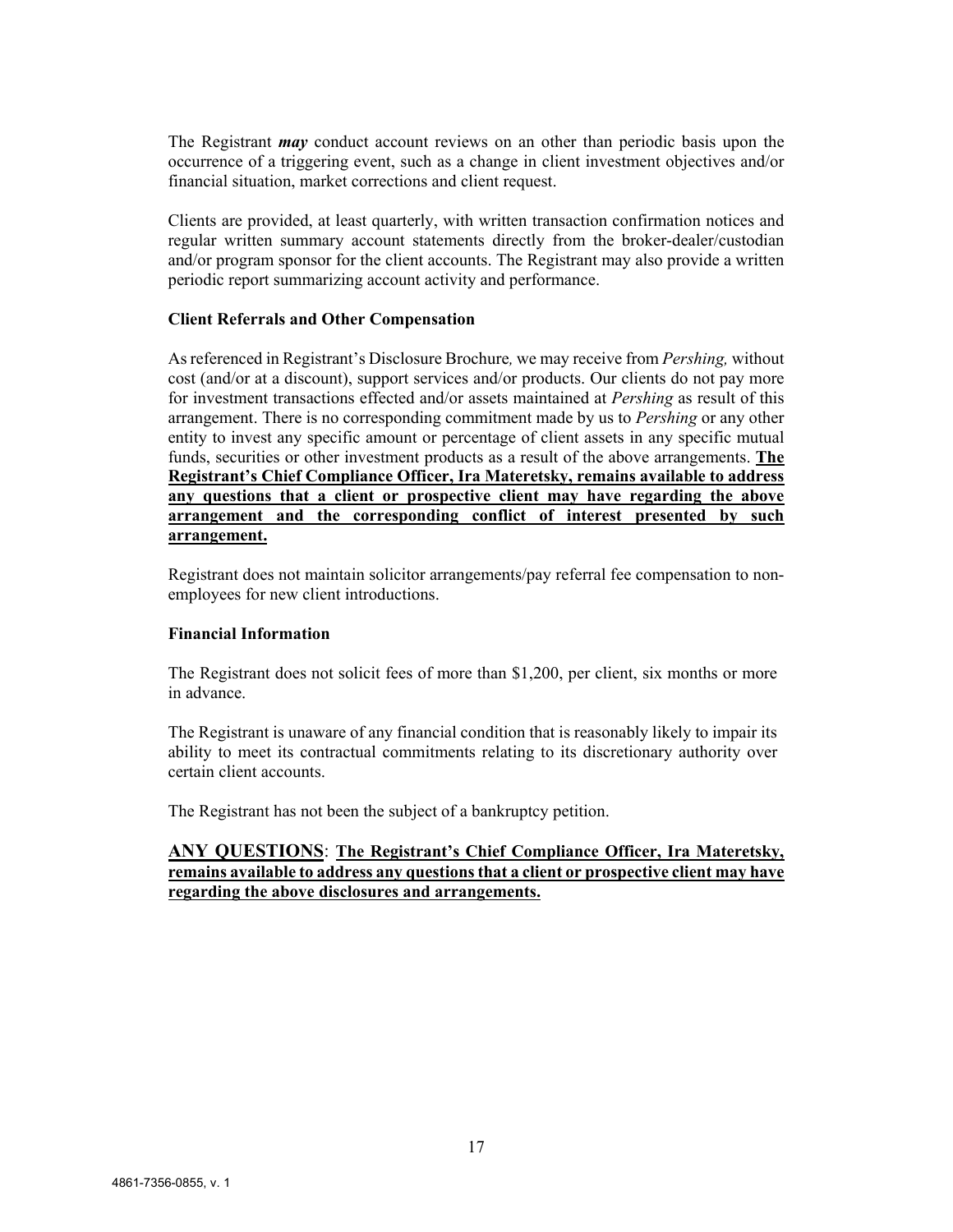The Registrant ***may*** conduct account reviews on an other than periodic basis upon the occurrence of a triggering event, such as a change in client investment objectives and/or financial situation, market corrections and client request.

Clients are provided, at least quarterly, with written transaction confirmation notices and regular written summary account statements directly from the broker-dealer/custodian and/or program sponsor for the client accounts. The Registrant may also provide a written periodic report summarizing account activity and performance.

**Client Referrals and Other Compensation**

As referenced in Registrant's Disclosure Brochure*,* we may receive from *Pershing,* without cost (and/or at a discount), support services and/or products. Our clients do not pay more for investment transactions effected and/or assets maintained at *Pershing* as result of this arrangement. There is no corresponding commitment made by us to *Pershing* or any other entity to invest any specific amount or percentage of client assets in any specific mutual funds, securities or other investment products as a result of the above arrangements. **The Registrant's Chief Compliance Officer, Ira Materetsky, remains available to address any questions that a client or prospective client may have regarding the above arrangement and the corresponding conflict of interest presented by such arrangement.**

Registrant does not maintain solicitor arrangements/pay referral fee compensation to non-employees for new client introductions.

**Financial Information**

The Registrant does not solicit fees of more than $1,200, per client, six months or more in advance.

The Registrant is unaware of any financial condition that is reasonably likely to impair its ability to meet its contractual commitments relating to its discretionary authority over certain client accounts.

The Registrant has not been the subject of a bankruptcy petition.

**ANY QUESTIONS**: **The Registrant's Chief Compliance Officer, Ira Materetsky, remains available to address any questions that a client or prospective client may have regarding the above disclosures and arrangements.**

4861-7356-0855, v. 1